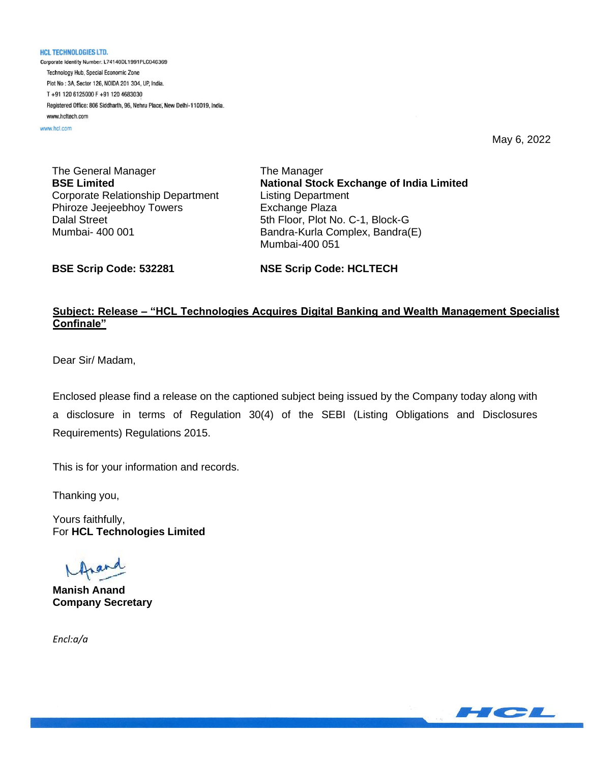**HCL TECHNOLOGIES LTD.**
Corporate Identity Number: L74140DL1991PLC046369
Technology Hub, Special Economic Zone
Plot No : 3A, Sector 126, NOIDA 201 304, UP, India.
T +91 120 6125000 F +91 120 4683030
Registered Office: 806 Siddharth, 96, Nehru Place, New Delhi-110019, India.
www.hcltech.com
www.hcl.com

May 6, 2022

The General Manager
**BSE Limited**
Corporate Relationship Department
Phiroze Jeejeebhoy Towers
Dalal Street
Mumbai- 400 001

**BSE Scrip Code: 532281**

The Manager
**National Stock Exchange of India Limited**
Listing Department
Exchange Plaza
5th Floor, Plot No. C-1, Block-G
Bandra-Kurla Complex, Bandra(E)
Mumbai-400 051

**NSE Scrip Code: HCLTECH**

**Subject: Release – "HCL Technologies Acquires Digital Banking and Wealth Management Specialist Confinale"**

Dear Sir/ Madam,

Enclosed please find a release on the captioned subject being issued by the Company today along with a disclosure in terms of Regulation 30(4) of the SEBI (Listing Obligations and Disclosures Requirements) Regulations 2015.

This is for your information and records.

Thanking you,

Yours faithfully,
For **HCL Technologies Limited**

**Manish Anand**
**Company Secretary**

*Encl:a/a*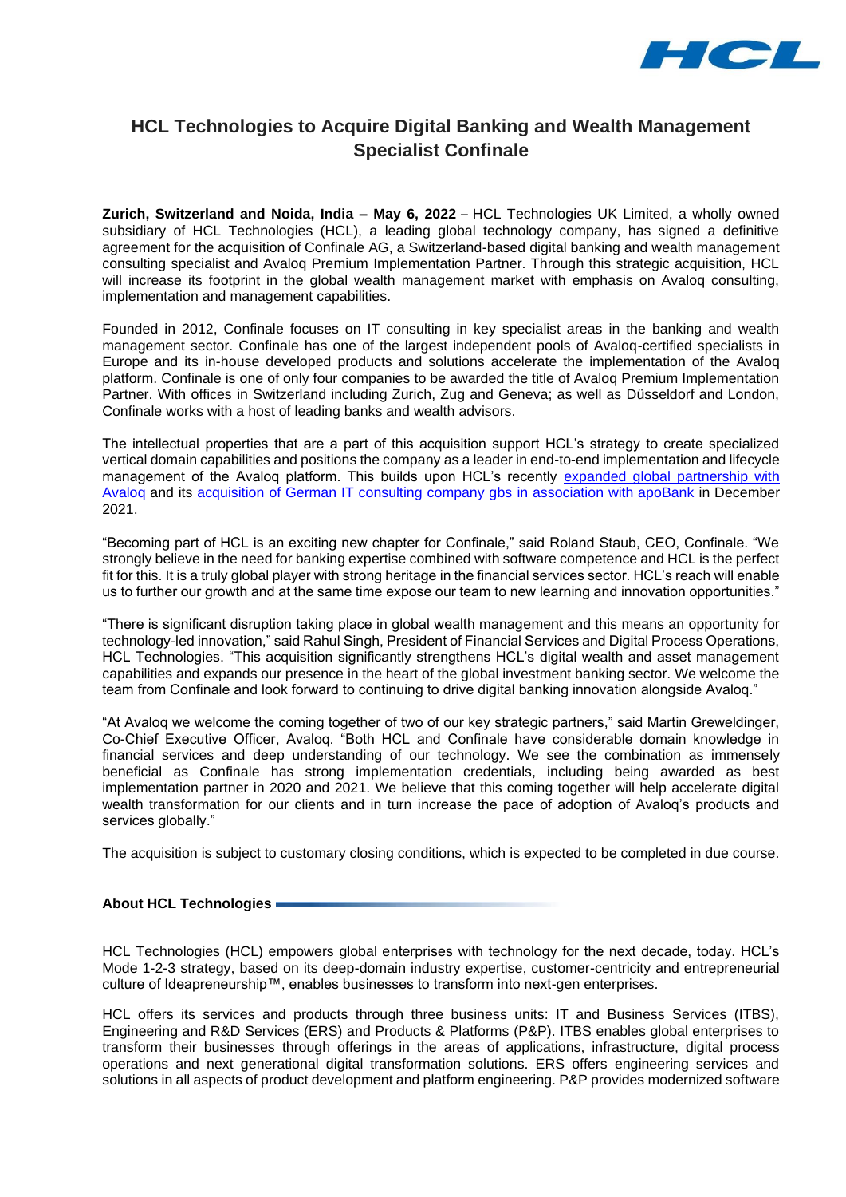# HCL Technologies to Acquire Digital Banking and Wealth Management Specialist Confinale

**Zurich, Switzerland and Noida, India – May 6, 2022** – HCL Technologies UK Limited, a wholly owned subsidiary of HCL Technologies (HCL), a leading global technology company, has signed a definitive agreement for the acquisition of Confinale AG, a Switzerland-based digital banking and wealth management consulting specialist and Avaloq Premium Implementation Partner. Through this strategic acquisition, HCL will increase its footprint in the global wealth management market with emphasis on Avaloq consulting, implementation and management capabilities.

Founded in 2012, Confinale focuses on IT consulting in key specialist areas in the banking and wealth management sector. Confinale has one of the largest independent pools of Avaloq-certified specialists in Europe and its in-house developed products and solutions accelerate the implementation of the Avaloq platform. Confinale is one of only four companies to be awarded the title of Avaloq Premium Implementation Partner. With offices in Switzerland including Zurich, Zug and Geneva; as well as Düsseldorf and London, Confinale works with a host of leading banks and wealth advisors.

The intellectual properties that are a part of this acquisition support HCL's strategy to create specialized vertical domain capabilities and positions the company as a leader in end-to-end implementation and lifecycle management of the Avaloq platform. This builds upon HCL's recently expanded global partnership with Avaloq and its acquisition of German IT consulting company gbs in association with apoBank in December 2021.

"Becoming part of HCL is an exciting new chapter for Confinale," said Roland Staub, CEO, Confinale. "We strongly believe in the need for banking expertise combined with software competence and HCL is the perfect fit for this. It is a truly global player with strong heritage in the financial services sector. HCL's reach will enable us to further our growth and at the same time expose our team to new learning and innovation opportunities."

"There is significant disruption taking place in global wealth management and this means an opportunity for technology-led innovation," said Rahul Singh, President of Financial Services and Digital Process Operations, HCL Technologies. "This acquisition significantly strengthens HCL's digital wealth and asset management capabilities and expands our presence in the heart of the global investment banking sector. We welcome the team from Confinale and look forward to continuing to drive digital banking innovation alongside Avaloq."

"At Avaloq we welcome the coming together of two of our key strategic partners," said Martin Greweldinger, Co-Chief Executive Officer, Avaloq. "Both HCL and Confinale have considerable domain knowledge in financial services and deep understanding of our technology. We see the combination as immensely beneficial as Confinale has strong implementation credentials, including being awarded as best implementation partner in 2020 and 2021. We believe that this coming together will help accelerate digital wealth transformation for our clients and in turn increase the pace of adoption of Avaloq's products and services globally."

The acquisition is subject to customary closing conditions, which is expected to be completed in due course.

### About HCL Technologies

HCL Technologies (HCL) empowers global enterprises with technology for the next decade, today. HCL's Mode 1-2-3 strategy, based on its deep-domain industry expertise, customer-centricity and entrepreneurial culture of Ideapreneurship™, enables businesses to transform into next-gen enterprises.

HCL offers its services and products through three business units: IT and Business Services (ITBS), Engineering and R&D Services (ERS) and Products & Platforms (P&P). ITBS enables global enterprises to transform their businesses through offerings in the areas of applications, infrastructure, digital process operations and next generational digital transformation solutions. ERS offers engineering services and solutions in all aspects of product development and platform engineering. P&P provides modernized software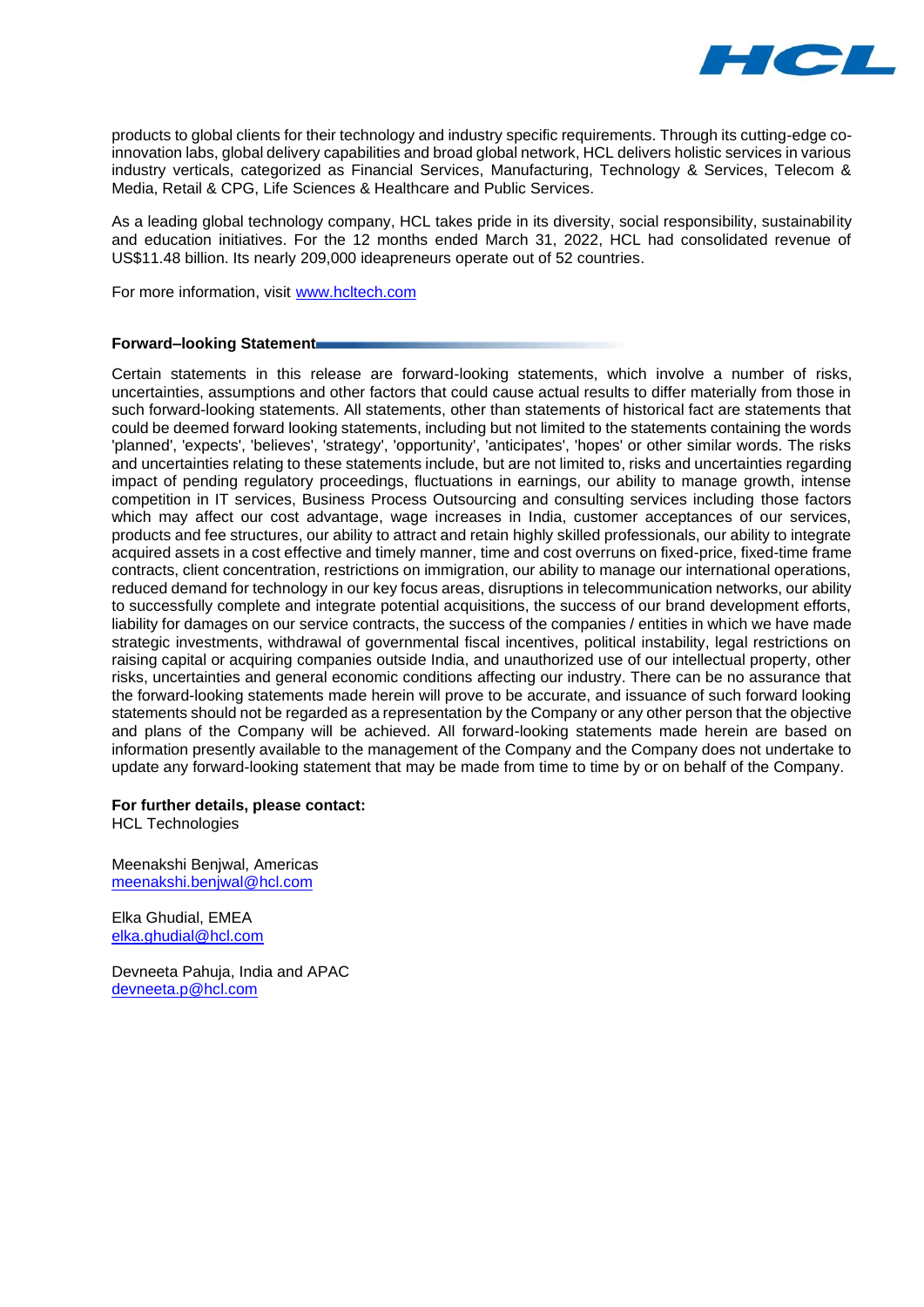products to global clients for their technology and industry specific requirements. Through its cutting-edge co-innovation labs, global delivery capabilities and broad global network, HCL delivers holistic services in various industry verticals, categorized as Financial Services, Manufacturing, Technology & Services, Telecom & Media, Retail & CPG, Life Sciences & Healthcare and Public Services.

As a leading global technology company, HCL takes pride in its diversity, social responsibility, sustainability and education initiatives. For the 12 months ended March 31, 2022, HCL had consolidated revenue of US$11.48 billion. Its nearly 209,000 ideapreneurs operate out of 52 countries.

For more information, visit [www.hcltech.com](www.hcltech.com)

**Forward–looking Statement**

Certain statements in this release are forward-looking statements, which involve a number of risks, uncertainties, assumptions and other factors that could cause actual results to differ materially from those in such forward-looking statements. All statements, other than statements of historical fact are statements that could be deemed forward looking statements, including but not limited to the statements containing the words 'planned', 'expects', 'believes', 'strategy', 'opportunity', 'anticipates', 'hopes' or other similar words. The risks and uncertainties relating to these statements include, but are not limited to, risks and uncertainties regarding impact of pending regulatory proceedings, fluctuations in earnings, our ability to manage growth, intense competition in IT services, Business Process Outsourcing and consulting services including those factors which may affect our cost advantage, wage increases in India, customer acceptances of our services, products and fee structures, our ability to attract and retain highly skilled professionals, our ability to integrate acquired assets in a cost effective and timely manner, time and cost overruns on fixed-price, fixed-time frame contracts, client concentration, restrictions on immigration, our ability to manage our international operations, reduced demand for technology in our key focus areas, disruptions in telecommunication networks, our ability to successfully complete and integrate potential acquisitions, the success of our brand development efforts, liability for damages on our service contracts, the success of the companies / entities in which we have made strategic investments, withdrawal of governmental fiscal incentives, political instability, legal restrictions on raising capital or acquiring companies outside India, and unauthorized use of our intellectual property, other risks, uncertainties and general economic conditions affecting our industry. There can be no assurance that the forward-looking statements made herein will prove to be accurate, and issuance of such forward looking statements should not be regarded as a representation by the Company or any other person that the objective and plans of the Company will be achieved. All forward-looking statements made herein are based on information presently available to the management of the Company and the Company does not undertake to update any forward-looking statement that may be made from time to time by or on behalf of the Company.

**For further details, please contact:**
HCL Technologies

Meenakshi Benjwal, Americas
[meenakshi.benjwal@hcl.com](mailto:meenakshi.benjwal@hcl.com)

Elka Ghudial, EMEA
[elka.ghudial@hcl.com](mailto:elka.ghudial@hcl.com)

Devneeta Pahuja, India and APAC
[devneeta.p@hcl.com](mailto:devneeta.p@hcl.com)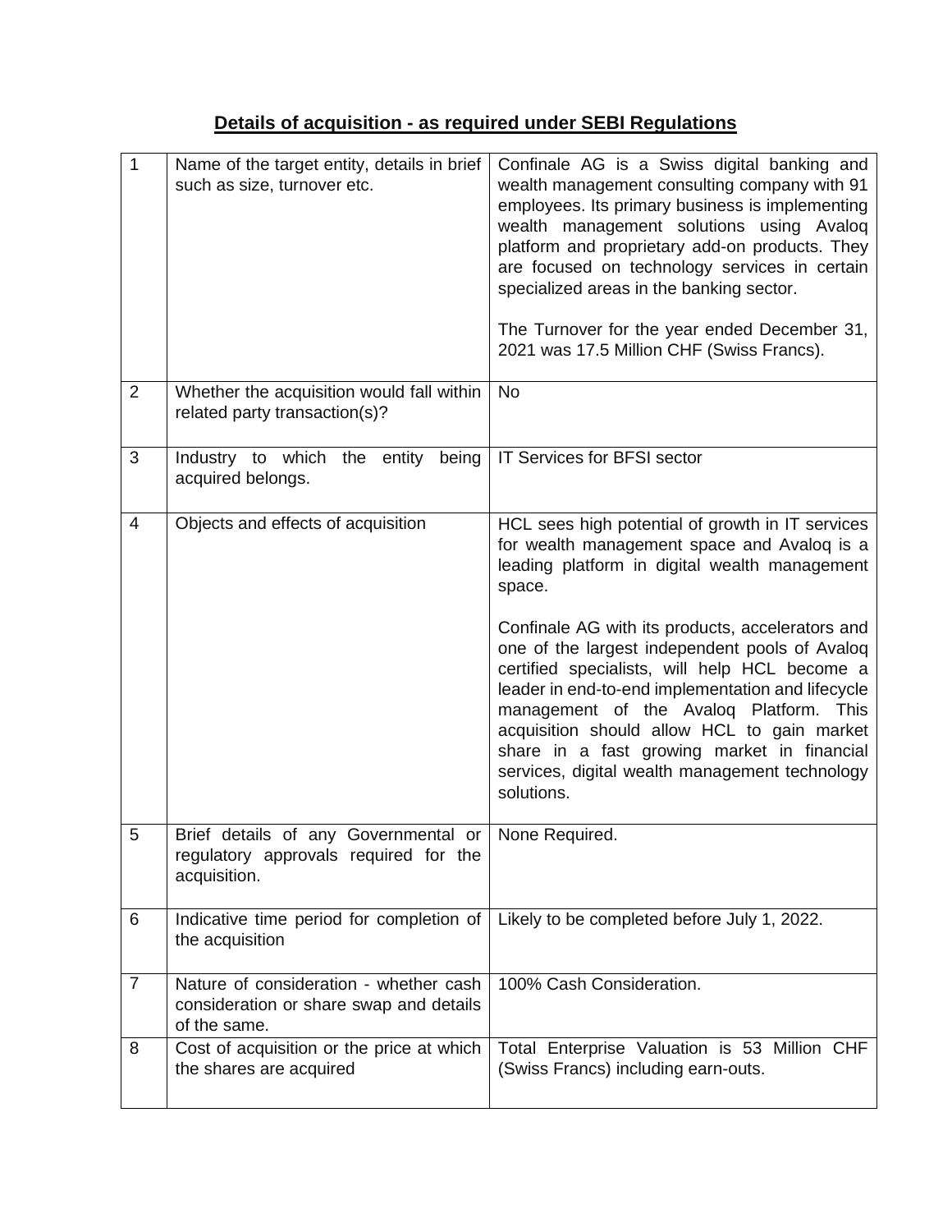## Details of acquisition - as required under SEBI Regulations

| | | |
|---|---|---|
| 1 | Name of the target entity, details in brief such as size, turnover etc. | Confinale AG is a Swiss digital banking and wealth management consulting company with 91 employees. Its primary business is implementing wealth management solutions using Avaloq platform and proprietary add-on products. They are focused on technology services in certain specialized areas in the banking sector.<br><br>The Turnover for the year ended December 31, 2021 was 17.5 Million CHF (Swiss Francs). |
| 2 | Whether the acquisition would fall within related party transaction(s)? | No |
| 3 | Industry to which the entity being acquired belongs. | IT Services for BFSI sector |
| 4 | Objects and effects of acquisition | HCL sees high potential of growth in IT services for wealth management space and Avaloq is a leading platform in digital wealth management space.<br><br>Confinale AG with its products, accelerators and one of the largest independent pools of Avaloq certified specialists, will help HCL become a leader in end-to-end implementation and lifecycle management of the Avaloq Platform. This acquisition should allow HCL to gain market share in a fast growing market in financial services, digital wealth management technology solutions. |
| 5 | Brief details of any Governmental or regulatory approvals required for the acquisition. | None Required. |
| 6 | Indicative time period for completion of the acquisition | Likely to be completed before July 1, 2022. |
| 7 | Nature of consideration - whether cash consideration or share swap and details of the same. | 100% Cash Consideration. |
| 8 | Cost of acquisition or the price at which the shares are acquired | Total Enterprise Valuation is 53 Million CHF (Swiss Francs) including earn-outs. |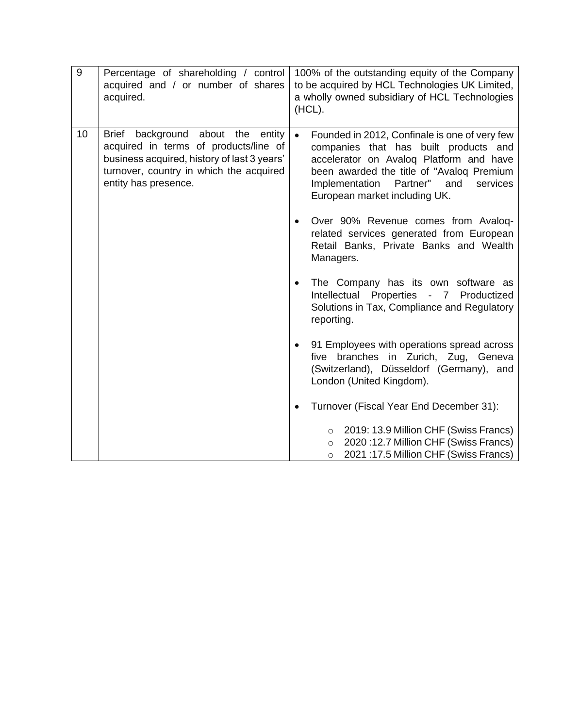| | | |
|---|---|---|
| 9 | Percentage of shareholding / control acquired and / or number of shares acquired. | 100% of the outstanding equity of the Company to be acquired by HCL Technologies UK Limited, a wholly owned subsidiary of HCL Technologies (HCL). |
| 10 | Brief background about the entity acquired in terms of products/line of business acquired, history of last 3 years' turnover, country in which the acquired entity has presence. | • Founded in 2012, Confinale is one of very few companies that has built products and accelerator on Avaloq Platform and have been awarded the title of "Avaloq Premium Implementation Partner" and services European market including UK.<br><br>• Over 90% Revenue comes from Avaloq-related services generated from European Retail Banks, Private Banks and Wealth Managers.<br><br>• The Company has its own software as Intellectual Properties - 7 Productized Solutions in Tax, Compliance and Regulatory reporting.<br><br>• 91 Employees with operations spread across five branches in Zurich, Zug, Geneva (Switzerland), Düsseldorf (Germany), and London (United Kingdom).<br><br>• Turnover (Fiscal Year End December 31):<br>&nbsp;&nbsp;&nbsp;&nbsp;○ 2019: 13.9 Million CHF (Swiss Francs)<br>&nbsp;&nbsp;&nbsp;&nbsp;○ 2020 :12.7 Million CHF (Swiss Francs)<br>&nbsp;&nbsp;&nbsp;&nbsp;○ 2021 :17.5 Million CHF (Swiss Francs) |